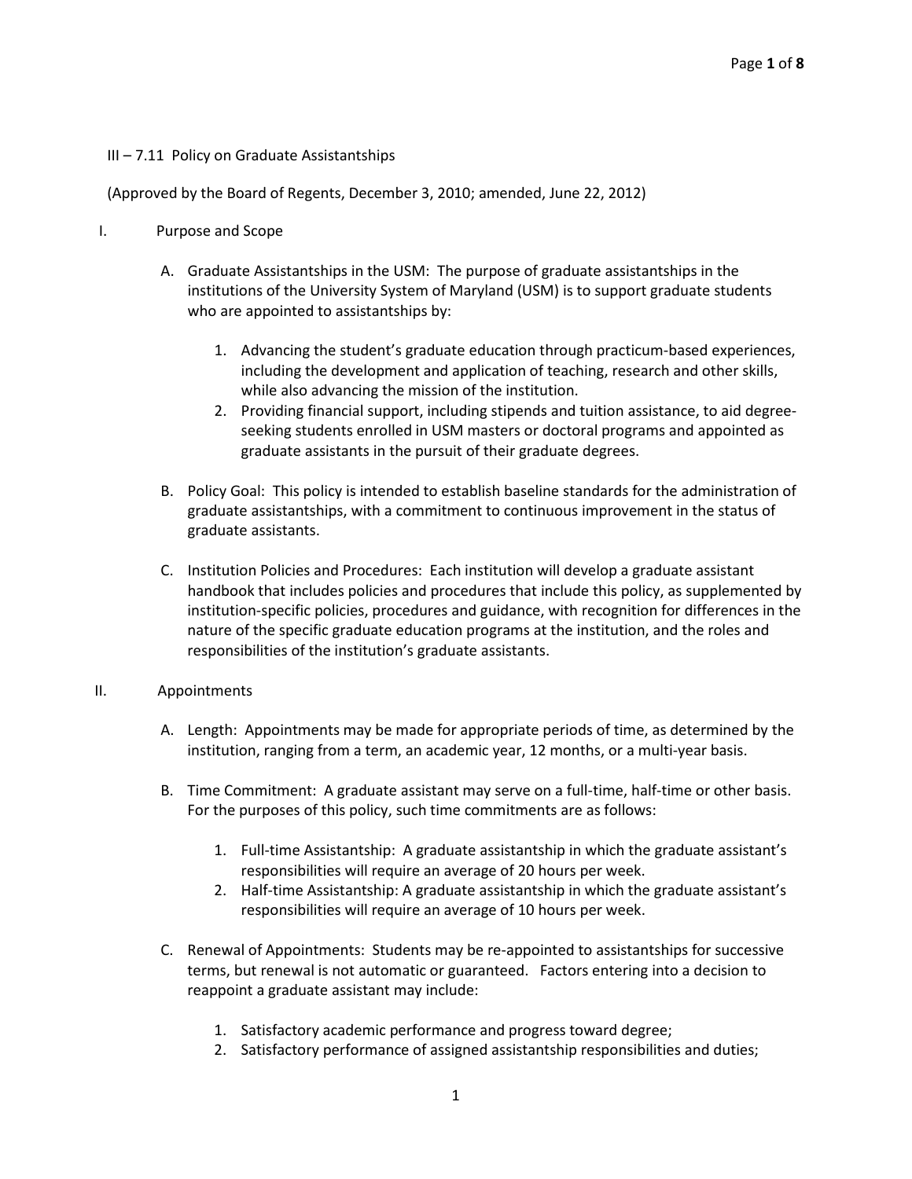# III – 7.11 Policy on Graduate Assistantships

(Approved by the Board of Regents, December 3, 2010; amended, June 22, 2012)

## I. Purpose and Scope

A. Graduate Assistantships in the USM: The purpose of graduate assistantships in the institutions of the University System of Maryland (USM) is to support graduate students who are appointed to assistantships by:

1. Advancing the student's graduate education through practicum-based experiences, including the development and application of teaching, research and other skills, while also advancing the mission of the institution.
2. Providing financial support, including stipends and tuition assistance, to aid degree-seeking students enrolled in USM masters or doctoral programs and appointed as graduate assistants in the pursuit of their graduate degrees.

B. Policy Goal: This policy is intended to establish baseline standards for the administration of graduate assistantships, with a commitment to continuous improvement in the status of graduate assistants.

C. Institution Policies and Procedures: Each institution will develop a graduate assistant handbook that includes policies and procedures that include this policy, as supplemented by institution-specific policies, procedures and guidance, with recognition for differences in the nature of the specific graduate education programs at the institution, and the roles and responsibilities of the institution's graduate assistants.

## II. Appointments

A. Length: Appointments may be made for appropriate periods of time, as determined by the institution, ranging from a term, an academic year, 12 months, or a multi-year basis.

B. Time Commitment: A graduate assistant may serve on a full-time, half-time or other basis. For the purposes of this policy, such time commitments are as follows:

1. Full-time Assistantship: A graduate assistantship in which the graduate assistant's responsibilities will require an average of 20 hours per week.
2. Half-time Assistantship: A graduate assistantship in which the graduate assistant's responsibilities will require an average of 10 hours per week.

C. Renewal of Appointments: Students may be re-appointed to assistantships for successive terms, but renewal is not automatic or guaranteed. Factors entering into a decision to reappoint a graduate assistant may include:

1. Satisfactory academic performance and progress toward degree;
2. Satisfactory performance of assigned assistantship responsibilities and duties;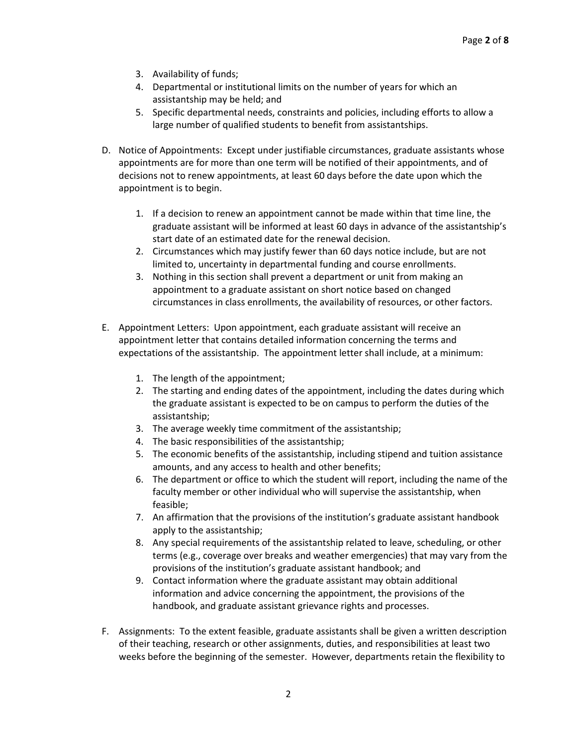3. Availability of funds;
4. Departmental or institutional limits on the number of years for which an assistantship may be held; and
5. Specific departmental needs, constraints and policies, including efforts to allow a large number of qualified students to benefit from assistantships.

D. Notice of Appointments: Except under justifiable circumstances, graduate assistants whose appointments are for more than one term will be notified of their appointments, and of decisions not to renew appointments, at least 60 days before the date upon which the appointment is to begin.

   1. If a decision to renew an appointment cannot be made within that time line, the graduate assistant will be informed at least 60 days in advance of the assistantship's start date of an estimated date for the renewal decision.
   2. Circumstances which may justify fewer than 60 days notice include, but are not limited to, uncertainty in departmental funding and course enrollments.
   3. Nothing in this section shall prevent a department or unit from making an appointment to a graduate assistant on short notice based on changed circumstances in class enrollments, the availability of resources, or other factors.

E. Appointment Letters: Upon appointment, each graduate assistant will receive an appointment letter that contains detailed information concerning the terms and expectations of the assistantship. The appointment letter shall include, at a minimum:

   1. The length of the appointment;
   2. The starting and ending dates of the appointment, including the dates during which the graduate assistant is expected to be on campus to perform the duties of the assistantship;
   3. The average weekly time commitment of the assistantship;
   4. The basic responsibilities of the assistantship;
   5. The economic benefits of the assistantship, including stipend and tuition assistance amounts, and any access to health and other benefits;
   6. The department or office to which the student will report, including the name of the faculty member or other individual who will supervise the assistantship, when feasible;
   7. An affirmation that the provisions of the institution's graduate assistant handbook apply to the assistantship;
   8. Any special requirements of the assistantship related to leave, scheduling, or other terms (e.g., coverage over breaks and weather emergencies) that may vary from the provisions of the institution's graduate assistant handbook; and
   9. Contact information where the graduate assistant may obtain additional information and advice concerning the appointment, the provisions of the handbook, and graduate assistant grievance rights and processes.

F. Assignments: To the extent feasible, graduate assistants shall be given a written description of their teaching, research or other assignments, duties, and responsibilities at least two weeks before the beginning of the semester. However, departments retain the flexibility to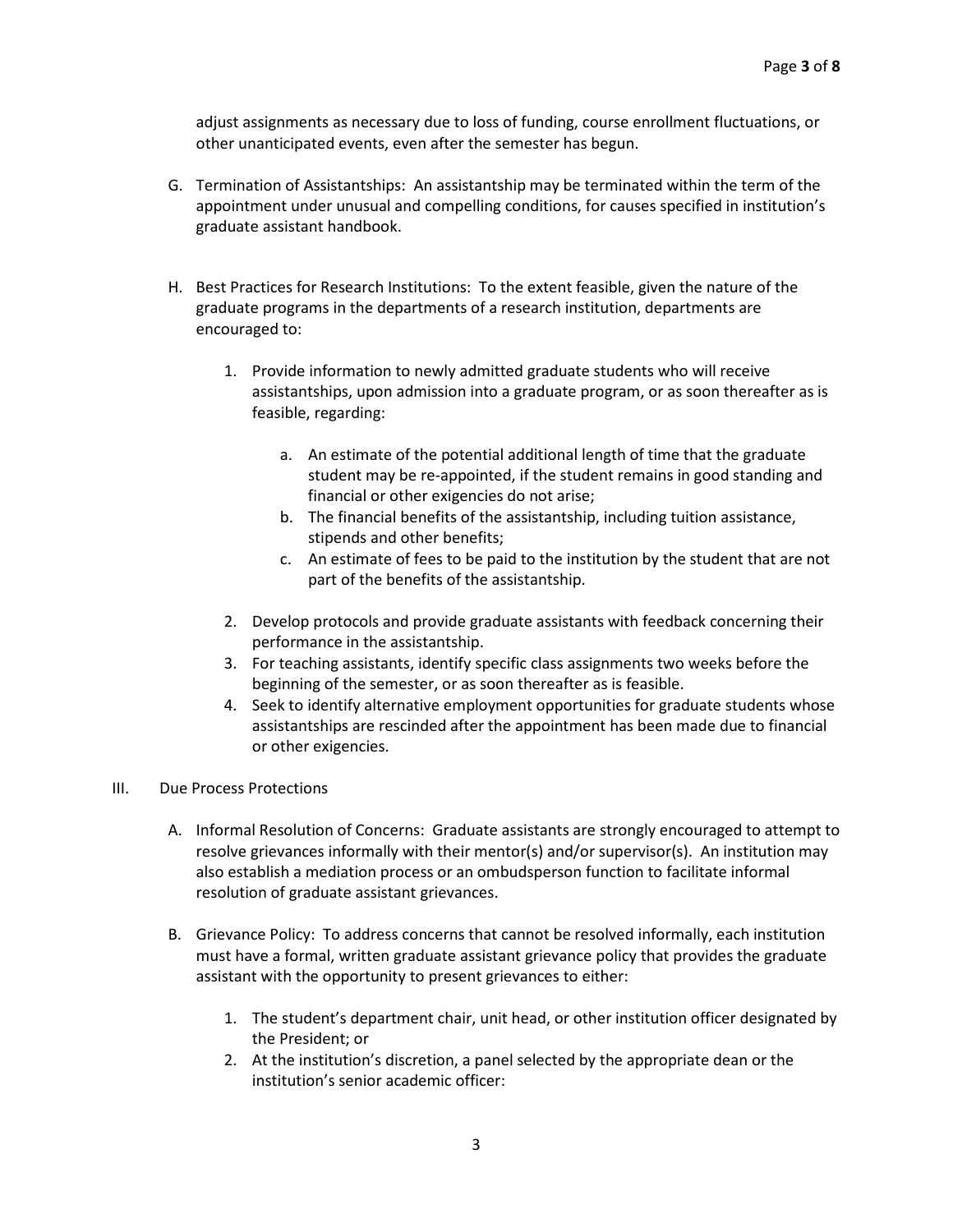adjust assignments as necessary due to loss of funding, course enrollment fluctuations, or other unanticipated events, even after the semester has begun.

G. Termination of Assistantships: An assistantship may be terminated within the term of the appointment under unusual and compelling conditions, for causes specified in institution's graduate assistant handbook.

H. Best Practices for Research Institutions: To the extent feasible, given the nature of the graduate programs in the departments of a research institution, departments are encouraged to:

   1. Provide information to newly admitted graduate students who will receive assistantships, upon admission into a graduate program, or as soon thereafter as is feasible, regarding:

      a. An estimate of the potential additional length of time that the graduate student may be re-appointed, if the student remains in good standing and financial or other exigencies do not arise;
      b. The financial benefits of the assistantship, including tuition assistance, stipends and other benefits;
      c. An estimate of fees to be paid to the institution by the student that are not part of the benefits of the assistantship.

   2. Develop protocols and provide graduate assistants with feedback concerning their performance in the assistantship.
   3. For teaching assistants, identify specific class assignments two weeks before the beginning of the semester, or as soon thereafter as is feasible.
   4. Seek to identify alternative employment opportunities for graduate students whose assistantships are rescinded after the appointment has been made due to financial or other exigencies.

III. Due Process Protections

A. Informal Resolution of Concerns: Graduate assistants are strongly encouraged to attempt to resolve grievances informally with their mentor(s) and/or supervisor(s). An institution may also establish a mediation process or an ombudsperson function to facilitate informal resolution of graduate assistant grievances.

B. Grievance Policy: To address concerns that cannot be resolved informally, each institution must have a formal, written graduate assistant grievance policy that provides the graduate assistant with the opportunity to present grievances to either:

   1. The student's department chair, unit head, or other institution officer designated by the President; or
   2. At the institution's discretion, a panel selected by the appropriate dean or the institution's senior academic officer: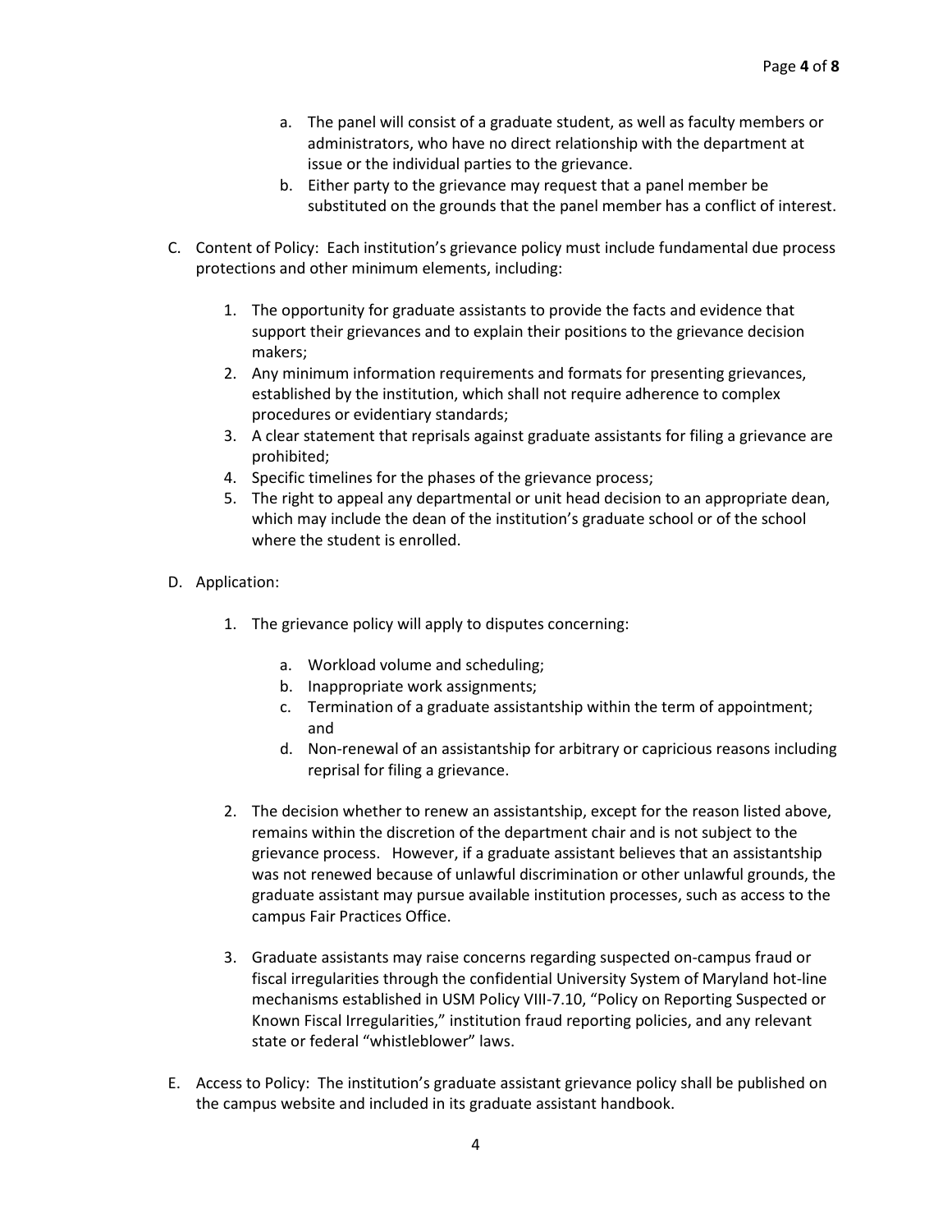a. The panel will consist of a graduate student, as well as faculty members or administrators, who have no direct relationship with the department at issue or the individual parties to the grievance.
   b. Either party to the grievance may request that a panel member be substituted on the grounds that the panel member has a conflict of interest.

C. Content of Policy: Each institution's grievance policy must include fundamental due process protections and other minimum elements, including:

   1. The opportunity for graduate assistants to provide the facts and evidence that support their grievances and to explain their positions to the grievance decision makers;
   2. Any minimum information requirements and formats for presenting grievances, established by the institution, which shall not require adherence to complex procedures or evidentiary standards;
   3. A clear statement that reprisals against graduate assistants for filing a grievance are prohibited;
   4. Specific timelines for the phases of the grievance process;
   5. The right to appeal any departmental or unit head decision to an appropriate dean, which may include the dean of the institution's graduate school or of the school where the student is enrolled.

D. Application:

   1. The grievance policy will apply to disputes concerning:

      a. Workload volume and scheduling;
      b. Inappropriate work assignments;
      c. Termination of a graduate assistantship within the term of appointment; and
      d. Non-renewal of an assistantship for arbitrary or capricious reasons including reprisal for filing a grievance.

   2. The decision whether to renew an assistantship, except for the reason listed above, remains within the discretion of the department chair and is not subject to the grievance process. However, if a graduate assistant believes that an assistantship was not renewed because of unlawful discrimination or other unlawful grounds, the graduate assistant may pursue available institution processes, such as access to the campus Fair Practices Office.

   3. Graduate assistants may raise concerns regarding suspected on-campus fraud or fiscal irregularities through the confidential University System of Maryland hot-line mechanisms established in USM Policy VIII-7.10, "Policy on Reporting Suspected or Known Fiscal Irregularities," institution fraud reporting policies, and any relevant state or federal "whistleblower" laws.

E. Access to Policy: The institution's graduate assistant grievance policy shall be published on the campus website and included in its graduate assistant handbook.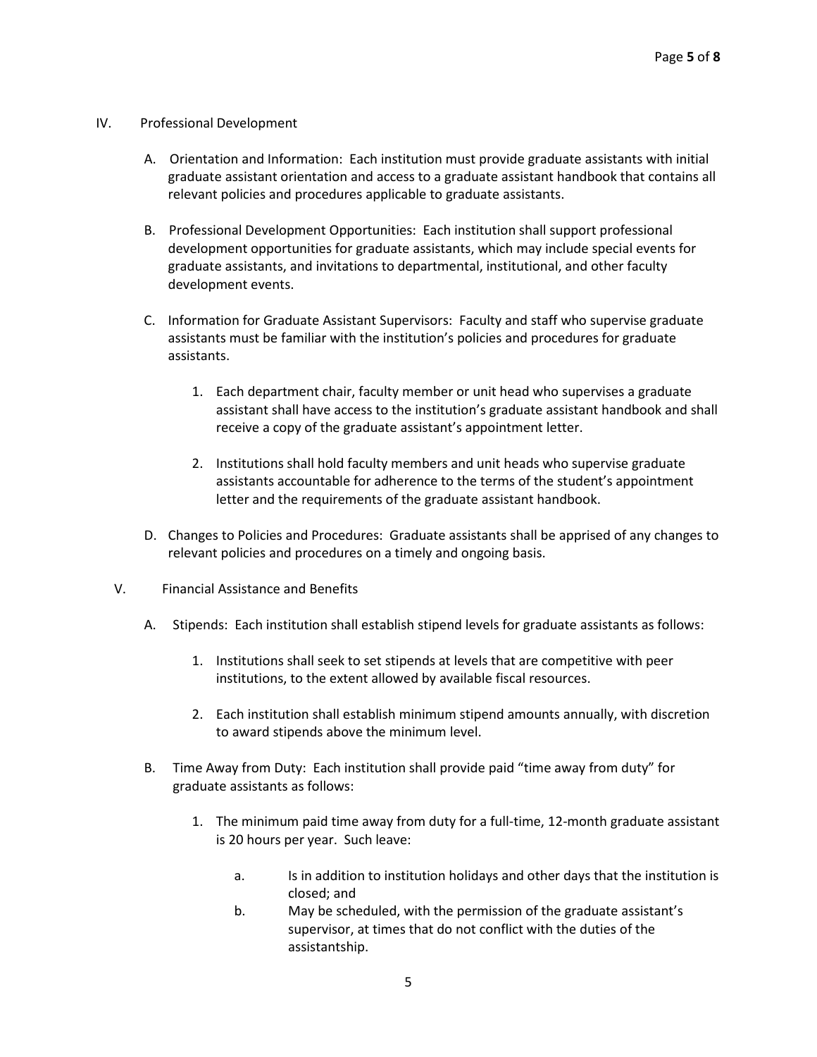IV. Professional Development

A. Orientation and Information: Each institution must provide graduate assistants with initial graduate assistant orientation and access to a graduate assistant handbook that contains all relevant policies and procedures applicable to graduate assistants.

B. Professional Development Opportunities: Each institution shall support professional development opportunities for graduate assistants, which may include special events for graduate assistants, and invitations to departmental, institutional, and other faculty development events.

C. Information for Graduate Assistant Supervisors: Faculty and staff who supervise graduate assistants must be familiar with the institution's policies and procedures for graduate assistants.

1. Each department chair, faculty member or unit head who supervises a graduate assistant shall have access to the institution's graduate assistant handbook and shall receive a copy of the graduate assistant's appointment letter.

2. Institutions shall hold faculty members and unit heads who supervise graduate assistants accountable for adherence to the terms of the student's appointment letter and the requirements of the graduate assistant handbook.

D. Changes to Policies and Procedures: Graduate assistants shall be apprised of any changes to relevant policies and procedures on a timely and ongoing basis.

V. Financial Assistance and Benefits

A. Stipends: Each institution shall establish stipend levels for graduate assistants as follows:

1. Institutions shall seek to set stipends at levels that are competitive with peer institutions, to the extent allowed by available fiscal resources.

2. Each institution shall establish minimum stipend amounts annually, with discretion to award stipends above the minimum level.

B. Time Away from Duty: Each institution shall provide paid "time away from duty" for graduate assistants as follows:

1. The minimum paid time away from duty for a full-time, 12-month graduate assistant is 20 hours per year. Such leave:

   a. Is in addition to institution holidays and other days that the institution is closed; and

   b. May be scheduled, with the permission of the graduate assistant's supervisor, at times that do not conflict with the duties of the assistantship.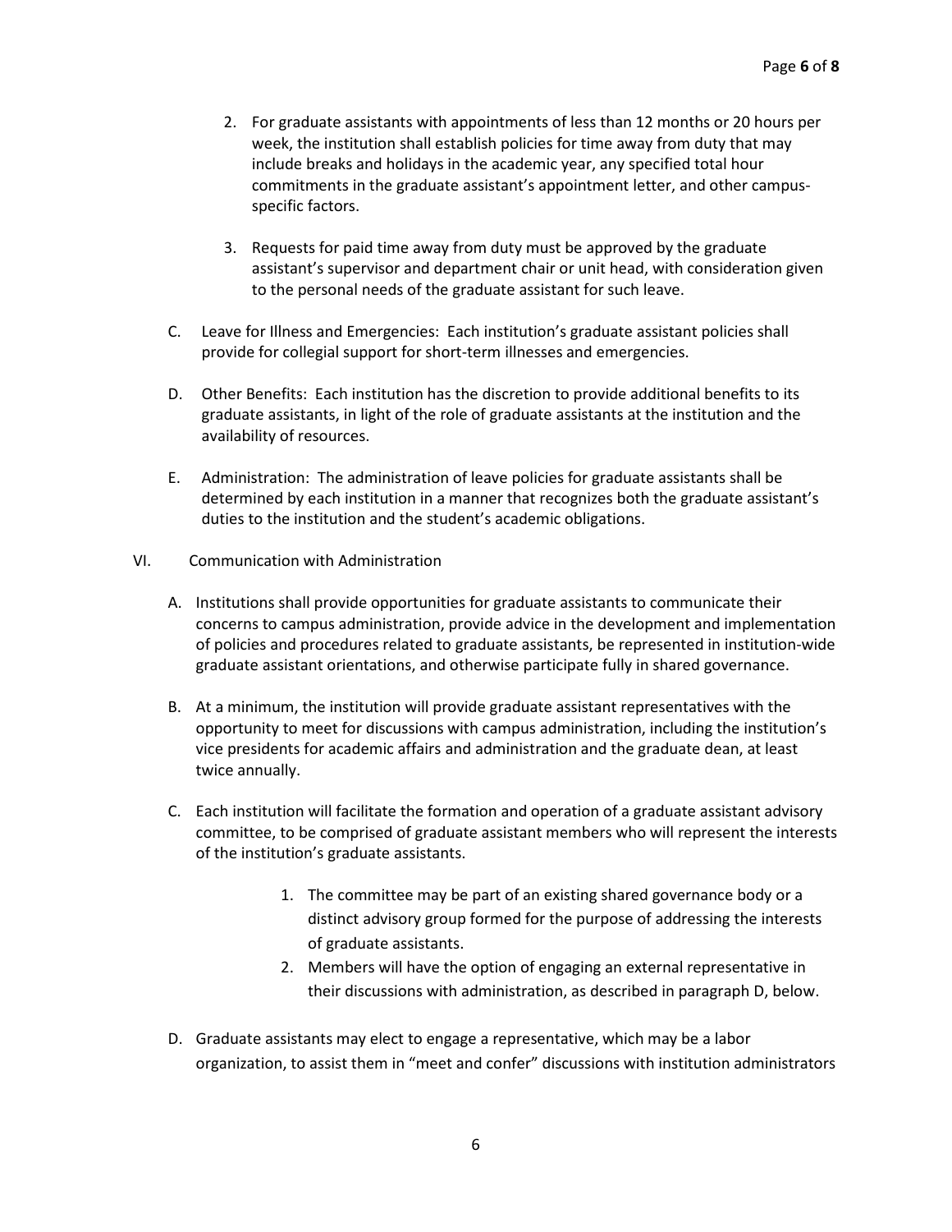2. For graduate assistants with appointments of less than 12 months or 20 hours per week, the institution shall establish policies for time away from duty that may include breaks and holidays in the academic year, any specified total hour commitments in the graduate assistant's appointment letter, and other campus-specific factors.

3. Requests for paid time away from duty must be approved by the graduate assistant's supervisor and department chair or unit head, with consideration given to the personal needs of the graduate assistant for such leave.

C. Leave for Illness and Emergencies: Each institution's graduate assistant policies shall provide for collegial support for short-term illnesses and emergencies.

D. Other Benefits: Each institution has the discretion to provide additional benefits to its graduate assistants, in light of the role of graduate assistants at the institution and the availability of resources.

E. Administration: The administration of leave policies for graduate assistants shall be determined by each institution in a manner that recognizes both the graduate assistant's duties to the institution and the student's academic obligations.

VI. Communication with Administration

A. Institutions shall provide opportunities for graduate assistants to communicate their concerns to campus administration, provide advice in the development and implementation of policies and procedures related to graduate assistants, be represented in institution-wide graduate assistant orientations, and otherwise participate fully in shared governance.

B. At a minimum, the institution will provide graduate assistant representatives with the opportunity to meet for discussions with campus administration, including the institution's vice presidents for academic affairs and administration and the graduate dean, at least twice annually.

C. Each institution will facilitate the formation and operation of a graduate assistant advisory committee, to be comprised of graduate assistant members who will represent the interests of the institution's graduate assistants.

1. The committee may be part of an existing shared governance body or a distinct advisory group formed for the purpose of addressing the interests of graduate assistants.
2. Members will have the option of engaging an external representative in their discussions with administration, as described in paragraph D, below.

D. Graduate assistants may elect to engage a representative, which may be a labor organization, to assist them in "meet and confer" discussions with institution administrators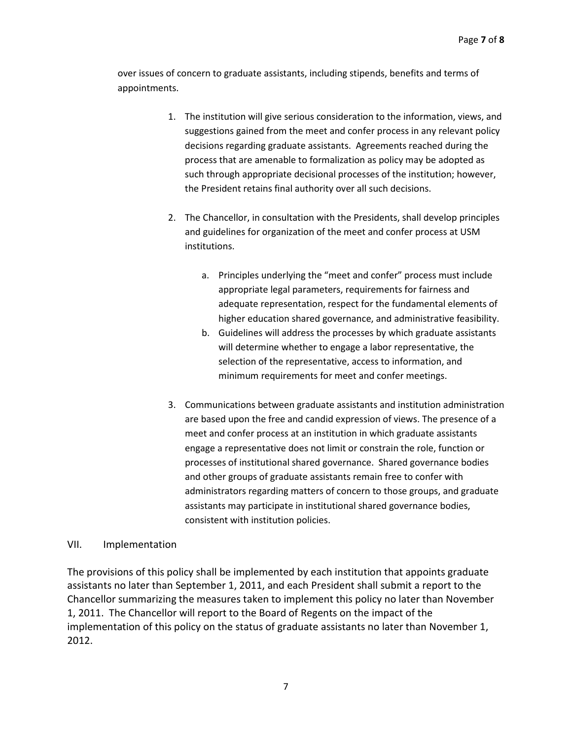over issues of concern to graduate assistants, including stipends, benefits and terms of appointments.

1. The institution will give serious consideration to the information, views, and suggestions gained from the meet and confer process in any relevant policy decisions regarding graduate assistants. Agreements reached during the process that are amenable to formalization as policy may be adopted as such through appropriate decisional processes of the institution; however, the President retains final authority over all such decisions.

2. The Chancellor, in consultation with the Presidents, shall develop principles and guidelines for organization of the meet and confer process at USM institutions.

    a. Principles underlying the "meet and confer" process must include appropriate legal parameters, requirements for fairness and adequate representation, respect for the fundamental elements of higher education shared governance, and administrative feasibility.
    b. Guidelines will address the processes by which graduate assistants will determine whether to engage a labor representative, the selection of the representative, access to information, and minimum requirements for meet and confer meetings.

3. Communications between graduate assistants and institution administration are based upon the free and candid expression of views. The presence of a meet and confer process at an institution in which graduate assistants engage a representative does not limit or constrain the role, function or processes of institutional shared governance. Shared governance bodies and other groups of graduate assistants remain free to confer with administrators regarding matters of concern to those groups, and graduate assistants may participate in institutional shared governance bodies, consistent with institution policies.

## VII. Implementation

The provisions of this policy shall be implemented by each institution that appoints graduate assistants no later than September 1, 2011, and each President shall submit a report to the Chancellor summarizing the measures taken to implement this policy no later than November 1, 2011. The Chancellor will report to the Board of Regents on the impact of the implementation of this policy on the status of graduate assistants no later than November 1, 2012.